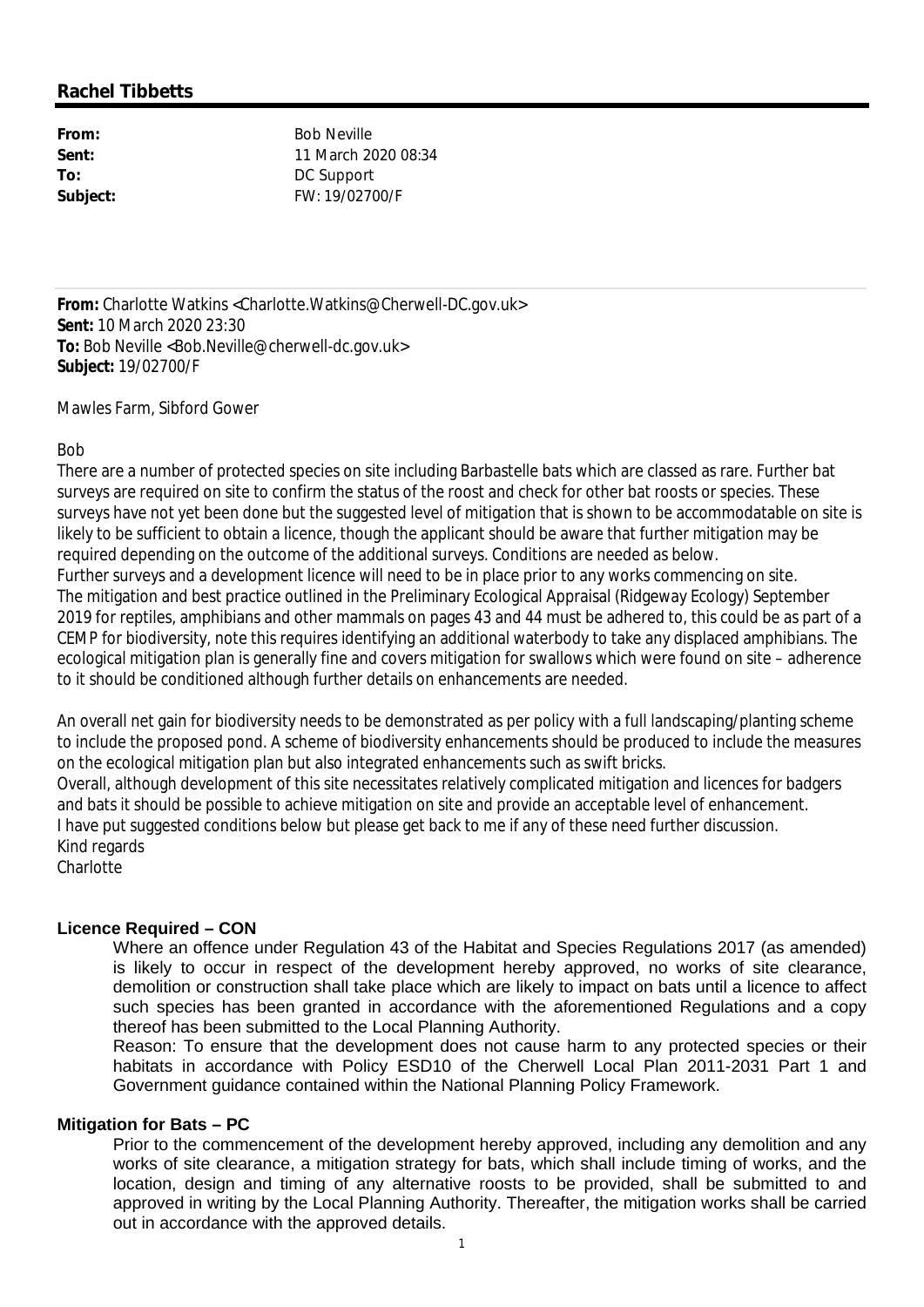**Rachel Tibbetts**

**From:** Bob Neville
**Sent:** 11 March 2020 08:34
**To:** DC Support
**Subject:** FW: 19/02700/F

**From:** Charlotte Watkins <Charlotte.Watkins@Cherwell-DC.gov.uk>
**Sent:** 10 March 2020 23:30
**To:** Bob Neville <Bob.Neville@cherwell-dc.gov.uk>
**Subject:** 19/02700/F

Mawles Farm, Sibford Gower

Bob

There are a number of protected species on site including Barbastelle bats which are classed as rare. Further bat surveys are required on site to confirm the status of the roost and check for other bat roosts or species. These surveys have not yet been done but the suggested level of mitigation that is shown to be accommodatable on site is likely to be sufficient to obtain a licence, though the applicant should be aware that further mitigation may be required depending on the outcome of the additional surveys. Conditions are needed as below.

Further surveys and a development licence will need to be in place prior to any works commencing on site.

The mitigation and best practice outlined in the Preliminary Ecological Appraisal (Ridgeway Ecology) September 2019 for reptiles, amphibians and other mammals on pages 43 and 44 must be adhered to, this could be as part of a CEMP for biodiversity, note this requires identifying an additional waterbody to take any displaced amphibians. The ecological mitigation plan is generally fine and covers mitigation for swallows which were found on site – adherence to it should be conditioned although further details on enhancements are needed.

An overall net gain for biodiversity needs to be demonstrated as per policy with a full landscaping/planting scheme to include the proposed pond. A scheme of biodiversity enhancements should be produced to include the measures on the ecological mitigation plan but also integrated enhancements such as swift bricks.

Overall, although development of this site necessitates relatively complicated mitigation and licences for badgers and bats it should be possible to achieve mitigation on site and provide an acceptable level of enhancement.

I have put suggested conditions below but please get back to me if any of these need further discussion.

Kind regards

Charlotte

**Licence Required – CON**

Where an offence under Regulation 43 of the Habitat and Species Regulations 2017 (as amended) is likely to occur in respect of the development hereby approved, no works of site clearance, demolition or construction shall take place which are likely to impact on bats until a licence to affect such species has been granted in accordance with the aforementioned Regulations and a copy thereof has been submitted to the Local Planning Authority.

Reason: To ensure that the development does not cause harm to any protected species or their habitats in accordance with Policy ESD10 of the Cherwell Local Plan 2011-2031 Part 1 and Government guidance contained within the National Planning Policy Framework.

**Mitigation for Bats – PC**

Prior to the commencement of the development hereby approved, including any demolition and any works of site clearance, a mitigation strategy for bats, which shall include timing of works, and the location, design and timing of any alternative roosts to be provided, shall be submitted to and approved in writing by the Local Planning Authority. Thereafter, the mitigation works shall be carried out in accordance with the approved details.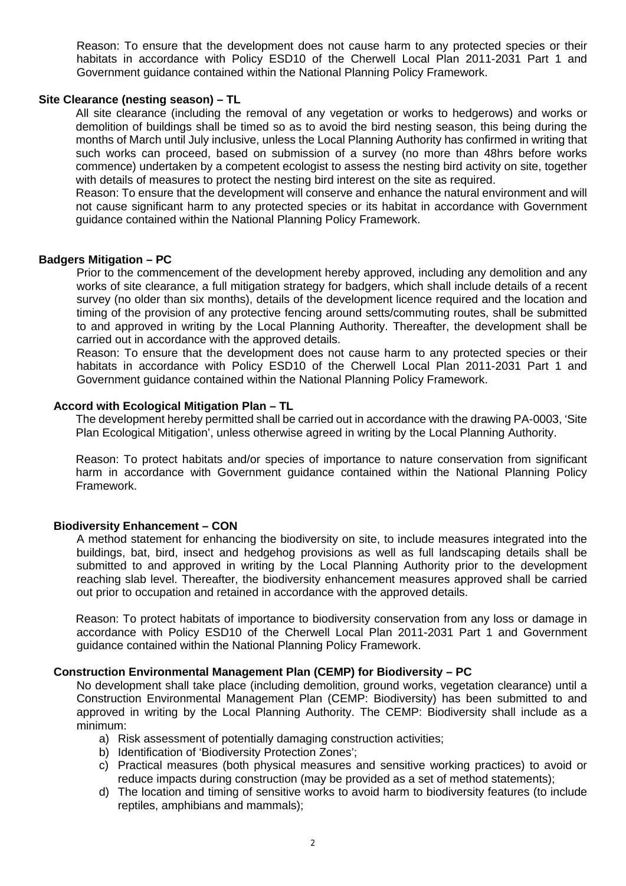Reason: To ensure that the development does not cause harm to any protected species or their habitats in accordance with Policy ESD10 of the Cherwell Local Plan 2011-2031 Part 1 and Government guidance contained within the National Planning Policy Framework.

**Site Clearance (nesting season) – TL**

All site clearance (including the removal of any vegetation or works to hedgerows) and works or demolition of buildings shall be timed so as to avoid the bird nesting season, this being during the months of March until July inclusive, unless the Local Planning Authority has confirmed in writing that such works can proceed, based on submission of a survey (no more than 48hrs before works commence) undertaken by a competent ecologist to assess the nesting bird activity on site, together with details of measures to protect the nesting bird interest on the site as required.

Reason: To ensure that the development will conserve and enhance the natural environment and will not cause significant harm to any protected species or its habitat in accordance with Government guidance contained within the National Planning Policy Framework.

**Badgers Mitigation – PC**

Prior to the commencement of the development hereby approved, including any demolition and any works of site clearance, a full mitigation strategy for badgers, which shall include details of a recent survey (no older than six months), details of the development licence required and the location and timing of the provision of any protective fencing around setts/commuting routes, shall be submitted to and approved in writing by the Local Planning Authority. Thereafter, the development shall be carried out in accordance with the approved details.

Reason: To ensure that the development does not cause harm to any protected species or their habitats in accordance with Policy ESD10 of the Cherwell Local Plan 2011-2031 Part 1 and Government guidance contained within the National Planning Policy Framework.

**Accord with Ecological Mitigation Plan – TL**

The development hereby permitted shall be carried out in accordance with the drawing PA-0003, 'Site Plan Ecological Mitigation', unless otherwise agreed in writing by the Local Planning Authority.

Reason: To protect habitats and/or species of importance to nature conservation from significant harm in accordance with Government guidance contained within the National Planning Policy Framework.

**Biodiversity Enhancement – CON**

A method statement for enhancing the biodiversity on site, to include measures integrated into the buildings, bat, bird, insect and hedgehog provisions as well as full landscaping details shall be submitted to and approved in writing by the Local Planning Authority prior to the development reaching slab level. Thereafter, the biodiversity enhancement measures approved shall be carried out prior to occupation and retained in accordance with the approved details.

Reason: To protect habitats of importance to biodiversity conservation from any loss or damage in accordance with Policy ESD10 of the Cherwell Local Plan 2011-2031 Part 1 and Government guidance contained within the National Planning Policy Framework.

**Construction Environmental Management Plan (CEMP) for Biodiversity – PC**

No development shall take place (including demolition, ground works, vegetation clearance) until a Construction Environmental Management Plan (CEMP: Biodiversity) has been submitted to and approved in writing by the Local Planning Authority. The CEMP: Biodiversity shall include as a minimum:

a) Risk assessment of potentially damaging construction activities;
b) Identification of 'Biodiversity Protection Zones';
c) Practical measures (both physical measures and sensitive working practices) to avoid or reduce impacts during construction (may be provided as a set of method statements);
d) The location and timing of sensitive works to avoid harm to biodiversity features (to include reptiles, amphibians and mammals);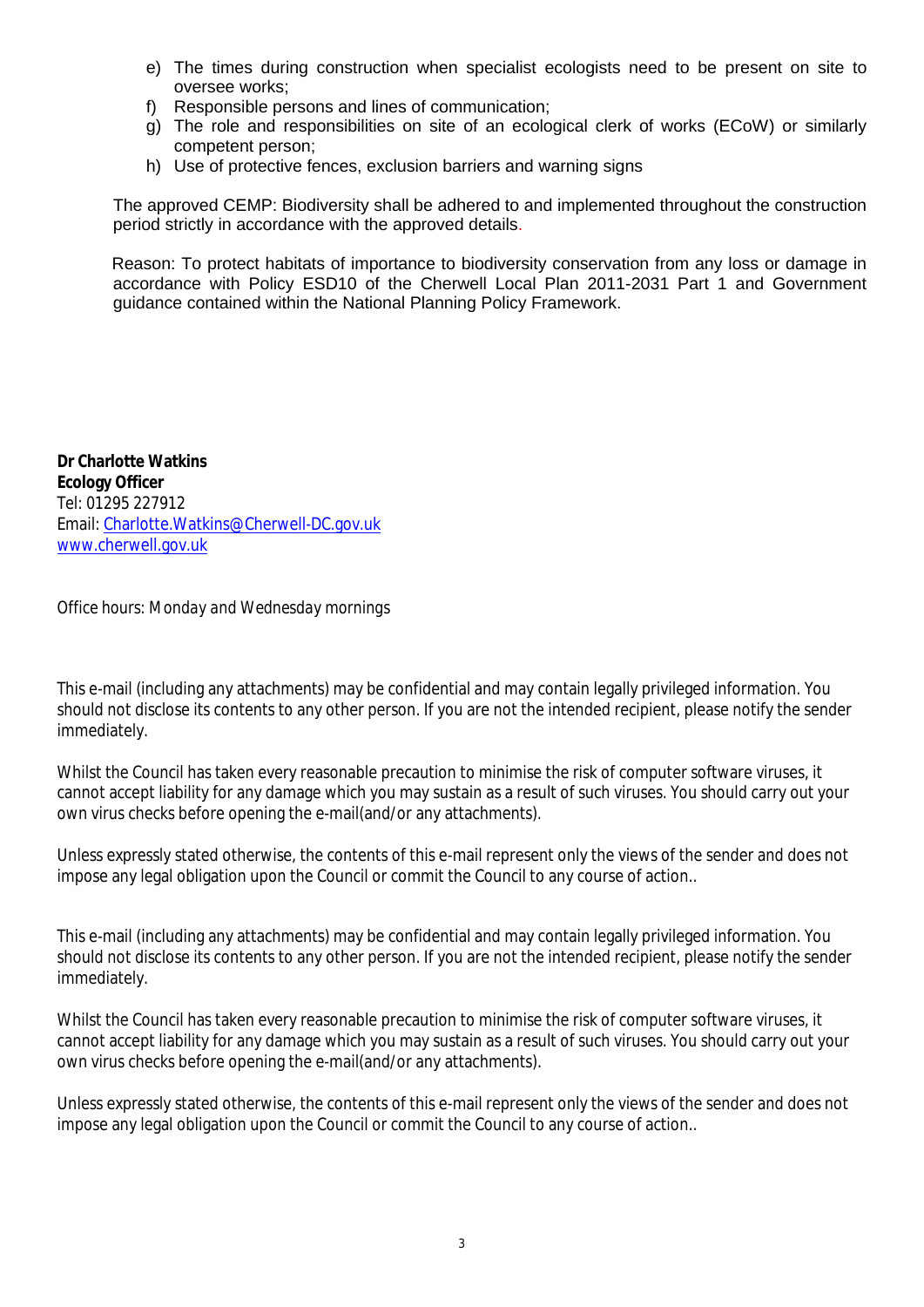e) The times during construction when specialist ecologists need to be present on site to oversee works;
f) Responsible persons and lines of communication;
g) The role and responsibilities on site of an ecological clerk of works (ECoW) or similarly competent person;
h) Use of protective fences, exclusion barriers and warning signs

The approved CEMP: Biodiversity shall be adhered to and implemented throughout the construction period strictly in accordance with the approved details.

Reason: To protect habitats of importance to biodiversity conservation from any loss or damage in accordance with Policy ESD10 of the Cherwell Local Plan 2011-2031 Part 1 and Government guidance contained within the National Planning Policy Framework.

**Dr Charlotte Watkins**
**Ecology Officer**
Tel: 01295 227912
Email: Charlotte.Watkins@Cherwell-DC.gov.uk
www.cherwell.gov.uk

*Office hours: Monday and Wednesday mornings*

This e-mail (including any attachments) may be confidential and may contain legally privileged information. You should not disclose its contents to any other person. If you are not the intended recipient, please notify the sender immediately.

Whilst the Council has taken every reasonable precaution to minimise the risk of computer software viruses, it cannot accept liability for any damage which you may sustain as a result of such viruses. You should carry out your own virus checks before opening the e-mail(and/or any attachments).

Unless expressly stated otherwise, the contents of this e-mail represent only the views of the sender and does not impose any legal obligation upon the Council or commit the Council to any course of action..

This e-mail (including any attachments) may be confidential and may contain legally privileged information. You should not disclose its contents to any other person. If you are not the intended recipient, please notify the sender immediately.

Whilst the Council has taken every reasonable precaution to minimise the risk of computer software viruses, it cannot accept liability for any damage which you may sustain as a result of such viruses. You should carry out your own virus checks before opening the e-mail(and/or any attachments).

Unless expressly stated otherwise, the contents of this e-mail represent only the views of the sender and does not impose any legal obligation upon the Council or commit the Council to any course of action..